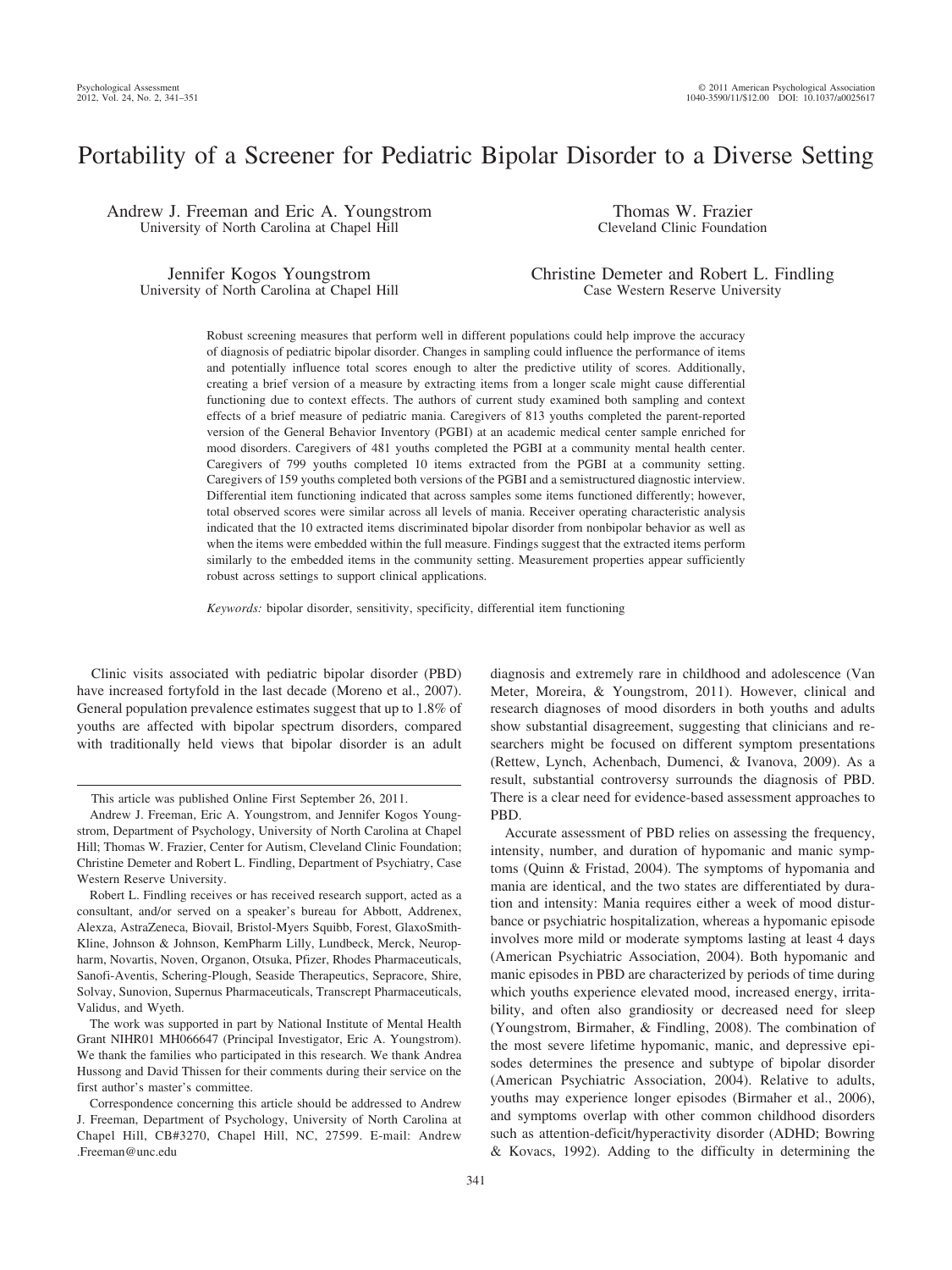# Portability of a Screener for Pediatric Bipolar Disorder to a Diverse Setting

Andrew J. Freeman and Eric A. Youngstrom
University of North Carolina at Chapel Hill

Thomas W. Frazier
Cleveland Clinic Foundation

Jennifer Kogos Youngstrom
University of North Carolina at Chapel Hill

Christine Demeter and Robert L. Findling
Case Western Reserve University

Robust screening measures that perform well in different populations could help improve the accuracy of diagnosis of pediatric bipolar disorder. Changes in sampling could influence the performance of items and potentially influence total scores enough to alter the predictive utility of scores. Additionally, creating a brief version of a measure by extracting items from a longer scale might cause differential functioning due to context effects. The authors of current study examined both sampling and context effects of a brief measure of pediatric mania. Caregivers of 813 youths completed the parent-reported version of the General Behavior Inventory (PGBI) at an academic medical center sample enriched for mood disorders. Caregivers of 481 youths completed the PGBI at a community mental health center. Caregivers of 799 youths completed 10 items extracted from the PGBI at a community setting. Caregivers of 159 youths completed both versions of the PGBI and a semistructured diagnostic interview. Differential item functioning indicated that across samples some items functioned differently; however, total observed scores were similar across all levels of mania. Receiver operating characteristic analysis indicated that the 10 extracted items discriminated bipolar disorder from nonbipolar behavior as well as when the items were embedded within the full measure. Findings suggest that the extracted items perform similarly to the embedded items in the community setting. Measurement properties appear sufficiently robust across settings to support clinical applications.

*Keywords:* bipolar disorder, sensitivity, specificity, differential item functioning

Clinic visits associated with pediatric bipolar disorder (PBD) have increased fortyfold in the last decade (Moreno et al., 2007). General population prevalence estimates suggest that up to 1.8% of youths are affected with bipolar spectrum disorders, compared with traditionally held views that bipolar disorder is an adult diagnosis and extremely rare in childhood and adolescence (Van Meter, Moreira, & Youngstrom, 2011). However, clinical and research diagnoses of mood disorders in both youths and adults show substantial disagreement, suggesting that clinicians and researchers might be focused on different symptom presentations (Rettew, Lynch, Achenbach, Dumenci, & Ivanova, 2009). As a result, substantial controversy surrounds the diagnosis of PBD. There is a clear need for evidence-based assessment approaches to PBD.

Accurate assessment of PBD relies on assessing the frequency, intensity, number, and duration of hypomanic and manic symptoms (Quinn & Fristad, 2004). The symptoms of hypomania and mania are identical, and the two states are differentiated by duration and intensity: Mania requires either a week of mood disturbance or psychiatric hospitalization, whereas a hypomanic episode involves more mild or moderate symptoms lasting at least 4 days (American Psychiatric Association, 2004). Both hypomanic and manic episodes in PBD are characterized by periods of time during which youths experience elevated mood, increased energy, irritability, and often also grandiosity or decreased need for sleep (Youngstrom, Birmaher, & Findling, 2008). The combination of the most severe lifetime hypomanic, manic, and depressive episodes determines the presence and subtype of bipolar disorder (American Psychiatric Association, 2004). Relative to adults, youths may experience longer episodes (Birmaher et al., 2006), and symptoms overlap with other common childhood disorders such as attention-deficit/hyperactivity disorder (ADHD; Bowring & Kovacs, 1992). Adding to the difficulty in determining the

---

This article was published Online First September 26, 2011.

Andrew J. Freeman, Eric A. Youngstrom, and Jennifer Kogos Youngstrom, Department of Psychology, University of North Carolina at Chapel Hill; Thomas W. Frazier, Center for Autism, Cleveland Clinic Foundation; Christine Demeter and Robert L. Findling, Department of Psychiatry, Case Western Reserve University.

Robert L. Findling receives or has received research support, acted as a consultant, and/or served on a speaker's bureau for Abbott, Addrenex, Alexza, AstraZeneca, Biovail, Bristol-Myers Squibb, Forest, GlaxoSmith-Kline, Johnson & Johnson, KemPharm Lilly, Lundbeck, Merck, Neuropharm, Novartis, Noven, Organon, Otsuka, Pfizer, Rhodes Pharmaceuticals, Sanofi-Aventis, Schering-Plough, Seaside Therapeutics, Sepracore, Shire, Solvay, Sunovion, Supernus Pharmaceuticals, Transcrept Pharmaceuticals, Validus, and Wyeth.

The work was supported in part by National Institute of Mental Health Grant NIHR01 MH066647 (Principal Investigator, Eric A. Youngstrom). We thank the families who participated in this research. We thank Andrea Hussong and David Thissen for their comments during their service on the first author's master's committee.

Correspondence concerning this article should be addressed to Andrew J. Freeman, Department of Psychology, University of North Carolina at Chapel Hill, CB#3270, Chapel Hill, NC, 27599. E-mail: Andrew.Freeman@unc.edu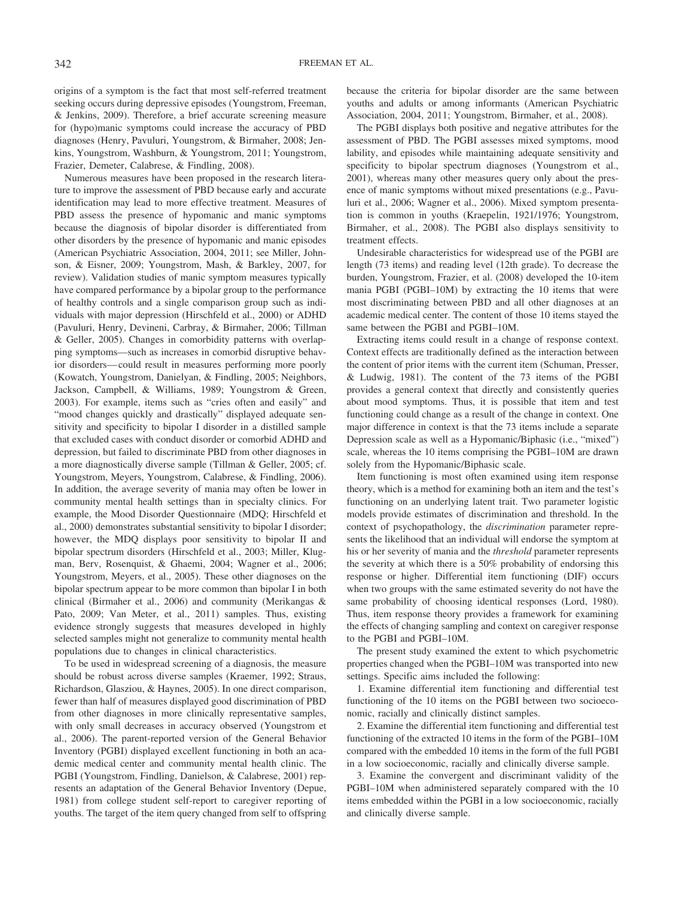origins of a symptom is the fact that most self-referred treatment seeking occurs during depressive episodes (Youngstrom, Freeman, & Jenkins, 2009). Therefore, a brief accurate screening measure for (hypo)manic symptoms could increase the accuracy of PBD diagnoses (Henry, Pavuluri, Youngstrom, & Birmaher, 2008; Jenkins, Youngstrom, Washburn, & Youngstrom, 2011; Youngstrom, Frazier, Demeter, Calabrese, & Findling, 2008).

Numerous measures have been proposed in the research literature to improve the assessment of PBD because early and accurate identification may lead to more effective treatment. Measures of PBD assess the presence of hypomanic and manic symptoms because the diagnosis of bipolar disorder is differentiated from other disorders by the presence of hypomanic and manic episodes (American Psychiatric Association, 2004, 2011; see Miller, Johnson, & Eisner, 2009; Youngstrom, Mash, & Barkley, 2007, for review). Validation studies of manic symptom measures typically have compared performance by a bipolar group to the performance of healthy controls and a single comparison group such as individuals with major depression (Hirschfeld et al., 2000) or ADHD (Pavuluri, Henry, Devineni, Carbray, & Birmaher, 2006; Tillman & Geller, 2005). Changes in comorbidity patterns with overlapping symptoms—such as increases in comorbid disruptive behavior disorders—could result in measures performing more poorly (Kowatch, Youngstrom, Danielyan, & Findling, 2005; Neighbors, Jackson, Campbell, & Williams, 1989; Youngstrom & Green, 2003). For example, items such as "cries often and easily" and "mood changes quickly and drastically" displayed adequate sensitivity and specificity to bipolar I disorder in a distilled sample that excluded cases with conduct disorder or comorbid ADHD and depression, but failed to discriminate PBD from other diagnoses in a more diagnostically diverse sample (Tillman & Geller, 2005; cf. Youngstrom, Meyers, Youngstrom, Calabrese, & Findling, 2006). In addition, the average severity of mania may often be lower in community mental health settings than in specialty clinics. For example, the Mood Disorder Questionnaire (MDQ; Hirschfeld et al., 2000) demonstrates substantial sensitivity to bipolar I disorder; however, the MDQ displays poor sensitivity to bipolar II and bipolar spectrum disorders (Hirschfeld et al., 2003; Miller, Klugman, Berv, Rosenquist, & Ghaemi, 2004; Wagner et al., 2006; Youngstrom, Meyers, et al., 2005). These other diagnoses on the bipolar spectrum appear to be more common than bipolar I in both clinical (Birmaher et al., 2006) and community (Merikangas & Pato, 2009; Van Meter, et al., 2011) samples. Thus, existing evidence strongly suggests that measures developed in highly selected samples might not generalize to community mental health populations due to changes in clinical characteristics.

To be used in widespread screening of a diagnosis, the measure should be robust across diverse samples (Kraemer, 1992; Straus, Richardson, Glasziou, & Haynes, 2005). In one direct comparison, fewer than half of measures displayed good discrimination of PBD from other diagnoses in more clinically representative samples, with only small decreases in accuracy observed (Youngstrom et al., 2006). The parent-reported version of the General Behavior Inventory (PGBI) displayed excellent functioning in both an academic medical center and community mental health clinic. The PGBI (Youngstrom, Findling, Danielson, & Calabrese, 2001) represents an adaptation of the General Behavior Inventory (Depue, 1981) from college student self-report to caregiver reporting of youths. The target of the item query changed from self to offspring because the criteria for bipolar disorder are the same between youths and adults or among informants (American Psychiatric Association, 2004, 2011; Youngstrom, Birmaher, et al., 2008).

The PGBI displays both positive and negative attributes for the assessment of PBD. The PGBI assesses mixed symptoms, mood lability, and episodes while maintaining adequate sensitivity and specificity to bipolar spectrum diagnoses (Youngstrom et al., 2001), whereas many other measures query only about the presence of manic symptoms without mixed presentations (e.g., Pavuluri et al., 2006; Wagner et al., 2006). Mixed symptom presentation is common in youths (Kraepelin, 1921/1976; Youngstrom, Birmaher, et al., 2008). The PGBI also displays sensitivity to treatment effects.

Undesirable characteristics for widespread use of the PGBI are length (73 items) and reading level (12th grade). To decrease the burden, Youngstrom, Frazier, et al. (2008) developed the 10-item mania PGBI (PGBI–10M) by extracting the 10 items that were most discriminating between PBD and all other diagnoses at an academic medical center. The content of those 10 items stayed the same between the PGBI and PGBI–10M.

Extracting items could result in a change of response context. Context effects are traditionally defined as the interaction between the content of prior items with the current item (Schuman, Presser, & Ludwig, 1981). The content of the 73 items of the PGBI provides a general context that directly and consistently queries about mood symptoms. Thus, it is possible that item and test functioning could change as a result of the change in context. One major difference in context is that the 73 items include a separate Depression scale as well as a Hypomanic/Biphasic (i.e., "mixed") scale, whereas the 10 items comprising the PGBI–10M are drawn solely from the Hypomanic/Biphasic scale.

Item functioning is most often examined using item response theory, which is a method for examining both an item and the test's functioning on an underlying latent trait. Two parameter logistic models provide estimates of discrimination and threshold. In the context of psychopathology, the *discrimination* parameter represents the likelihood that an individual will endorse the symptom at his or her severity of mania and the *threshold* parameter represents the severity at which there is a 50% probability of endorsing this response or higher. Differential item functioning (DIF) occurs when two groups with the same estimated severity do not have the same probability of choosing identical responses (Lord, 1980). Thus, item response theory provides a framework for examining the effects of changing sampling and context on caregiver response to the PGBI and PGBI–10M.

The present study examined the extent to which psychometric properties changed when the PGBI–10M was transported into new settings. Specific aims included the following:

1. Examine differential item functioning and differential test functioning of the 10 items on the PGBI between two socioeconomic, racially and clinically distinct samples.

2. Examine the differential item functioning and differential test functioning of the extracted 10 items in the form of the PGBI–10M compared with the embedded 10 items in the form of the full PGBI in a low socioeconomic, racially and clinically diverse sample.

3. Examine the convergent and discriminant validity of the PGBI–10M when administered separately compared with the 10 items embedded within the PGBI in a low socioeconomic, racially and clinically diverse sample.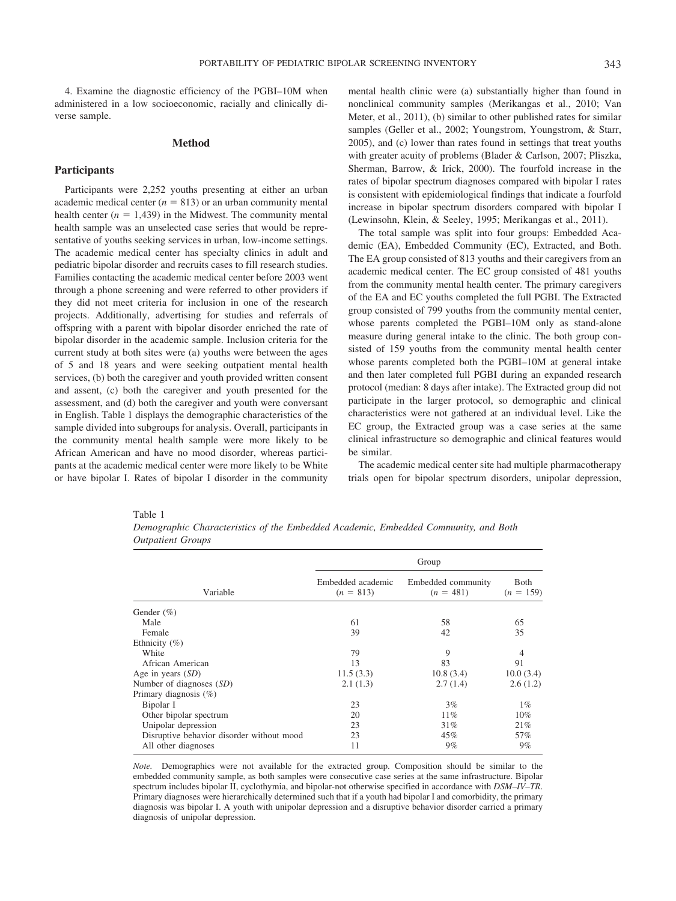4. Examine the diagnostic efficiency of the PGBI–10M when administered in a low socioeconomic, racially and clinically diverse sample.

## Method

### Participants

Participants were 2,252 youths presenting at either an urban academic medical center ($n = 813$) or an urban community mental health center ($n = 1,439$) in the Midwest. The community mental health sample was an unselected case series that would be representative of youths seeking services in urban, low-income settings. The academic medical center has specialty clinics in adult and pediatric bipolar disorder and recruits cases to fill research studies. Families contacting the academic medical center before 2003 went through a phone screening and were referred to other providers if they did not meet criteria for inclusion in one of the research projects. Additionally, advertising for studies and referrals of offspring with a parent with bipolar disorder enriched the rate of bipolar disorder in the academic sample. Inclusion criteria for the current study at both sites were (a) youths were between the ages of 5 and 18 years and were seeking outpatient mental health services, (b) both the caregiver and youth provided written consent and assent, (c) both the caregiver and youth presented for the assessment, and (d) both the caregiver and youth were conversant in English. Table 1 displays the demographic characteristics of the sample divided into subgroups for analysis. Overall, participants in the community mental health sample were more likely to be African American and have no mood disorder, whereas participants at the academic medical center were more likely to be White or have bipolar I. Rates of bipolar I disorder in the community mental health clinic were (a) substantially higher than found in nonclinical community samples (Merikangas et al., 2010; Van Meter, et al., 2011), (b) similar to other published rates for similar samples (Geller et al., 2002; Youngstrom, Youngstrom, & Starr, 2005), and (c) lower than rates found in settings that treat youths with greater acuity of problems (Blader & Carlson, 2007; Pliszka, Sherman, Barrow, & Irick, 2000). The fourfold increase in the rates of bipolar spectrum diagnoses compared with bipolar I rates is consistent with epidemiological findings that indicate a fourfold increase in bipolar spectrum disorders compared with bipolar I (Lewinsohn, Klein, & Seeley, 1995; Merikangas et al., 2011).

The total sample was split into four groups: Embedded Academic (EA), Embedded Community (EC), Extracted, and Both. The EA group consisted of 813 youths and their caregivers from an academic medical center. The EC group consisted of 481 youths from the community mental health center. The primary caregivers of the EA and EC youths completed the full PGBI. The Extracted group consisted of 799 youths from the community mental center, whose parents completed the PGBI–10M only as stand-alone measure during general intake to the clinic. The both group consisted of 159 youths from the community mental health center whose parents completed both the PGBI–10M at general intake and then later completed full PGBI during an expanded research protocol (median: 8 days after intake). The Extracted group did not participate in the larger protocol, so demographic and clinical characteristics were not gathered at an individual level. Like the EC group, the Extracted group was a case series at the same clinical infrastructure so demographic and clinical features would be similar.

The academic medical center site had multiple pharmacotherapy trials open for bipolar spectrum disorders, unipolar depression,

Table 1
*Demographic Characteristics of the Embedded Academic, Embedded Community, and Both Outpatient Groups*

| Variable | Group | | |
|---|---|---|---|
| | Embedded academic ($n = 813$) | Embedded community ($n = 481$) | Both ($n = 159$) |
| Gender (%) | | | |
| Male | 61 | 58 | 65 |
| Female | 39 | 42 | 35 |
| Ethnicity (%) | | | |
| White | 79 | 9 | 4 |
| African American | 13 | 83 | 91 |
| Age in years (*SD*) | 11.5 (3.3) | 10.8 (3.4) | 10.0 (3.4) |
| Number of diagnoses (*SD*) | 2.1 (1.3) | 2.7 (1.4) | 2.6 (1.2) |
| Primary diagnosis (%) | | | |
| Bipolar I | 23 | 3% | 1% |
| Other bipolar spectrum | 20 | 11% | 10% |
| Unipolar depression | 23 | 31% | 21% |
| Disruptive behavior disorder without mood | 23 | 45% | 57% |
| All other diagnoses | 11 | 9% | 9% |

*Note.* Demographics were not available for the extracted group. Composition should be similar to the embedded community sample, as both samples were consecutive case series at the same infrastructure. Bipolar spectrum includes bipolar II, cyclothymia, and bipolar-not otherwise specified in accordance with *DSM–IV–TR*. Primary diagnoses were hierarchically determined such that if a youth had bipolar I and comorbidity, the primary diagnosis was bipolar I. A youth with unipolar depression and a disruptive behavior disorder carried a primary diagnosis of unipolar depression.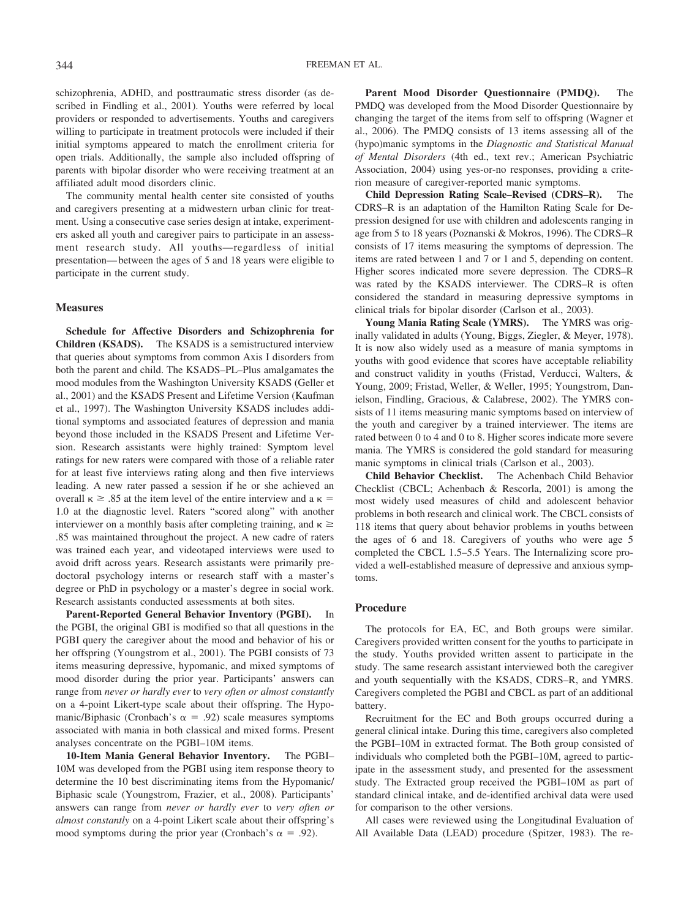schizophrenia, ADHD, and posttraumatic stress disorder (as described in Findling et al., 2001). Youths were referred by local providers or responded to advertisements. Youths and caregivers willing to participate in treatment protocols were included if their initial symptoms appeared to match the enrollment criteria for open trials. Additionally, the sample also included offspring of parents with bipolar disorder who were receiving treatment at an affiliated adult mood disorders clinic.

The community mental health center site consisted of youths and caregivers presenting at a midwestern urban clinic for treatment. Using a consecutive case series design at intake, experimenters asked all youth and caregiver pairs to participate in an assessment research study. All youths—regardless of initial presentation—between the ages of 5 and 18 years were eligible to participate in the current study.

### Measures

**Schedule for Affective Disorders and Schizophrenia for Children (KSADS).** The KSADS is a semistructured interview that queries about symptoms from common Axis I disorders from both the parent and child. The KSADS–PL–Plus amalgamates the mood modules from the Washington University KSADS (Geller et al., 2001) and the KSADS Present and Lifetime Version (Kaufman et al., 1997). The Washington University KSADS includes additional symptoms and associated features of depression and mania beyond those included in the KSADS Present and Lifetime Version. Research assistants were highly trained: Symptom level ratings for new raters were compared with those of a reliable rater for at least five interviews rating along and then five interviews leading. A new rater passed a session if he or she achieved an overall $\kappa \geq .85$ at the item level of the entire interview and a $\kappa = 1.0$ at the diagnostic level. Raters "scored along" with another interviewer on a monthly basis after completing training, and $\kappa \geq .85$ was maintained throughout the project. A new cadre of raters was trained each year, and videotaped interviews were used to avoid drift across years. Research assistants were primarily predoctoral psychology interns or research staff with a master's degree or PhD in psychology or a master's degree in social work. Research assistants conducted assessments at both sites.

**Parent-Reported General Behavior Inventory (PGBI).** In the PGBI, the original GBI is modified so that all questions in the PGBI query the caregiver about the mood and behavior of his or her offspring (Youngstrom et al., 2001). The PGBI consists of 73 items measuring depressive, hypomanic, and mixed symptoms of mood disorder during the prior year. Participants' answers can range from *never or hardly ever* to *very often or almost constantly* on a 4-point Likert-type scale about their offspring. The Hypomanic/Biphasic (Cronbach's $\alpha = .92$) scale measures symptoms associated with mania in both classical and mixed forms. Present analyses concentrate on the PGBI–10M items.

**10-Item Mania General Behavior Inventory.** The PGBI–10M was developed from the PGBI using item response theory to determine the 10 best discriminating items from the Hypomanic/Biphasic scale (Youngstrom, Frazier, et al., 2008). Participants' answers can range from *never or hardly ever* to *very often or almost constantly* on a 4-point Likert scale about their offspring's mood symptoms during the prior year (Cronbach's $\alpha = .92$).

**Parent Mood Disorder Questionnaire (PMDQ).** The PMDQ was developed from the Mood Disorder Questionnaire by changing the target of the items from self to offspring (Wagner et al., 2006). The PMDQ consists of 13 items assessing all of the (hypo)manic symptoms in the *Diagnostic and Statistical Manual of Mental Disorders* (4th ed., text rev.; American Psychiatric Association, 2004) using yes-or-no responses, providing a criterion measure of caregiver-reported manic symptoms.

**Child Depression Rating Scale–Revised (CDRS–R).** The CDRS–R is an adaptation of the Hamilton Rating Scale for Depression designed for use with children and adolescents ranging in age from 5 to 18 years (Poznanski & Mokros, 1996). The CDRS–R consists of 17 items measuring the symptoms of depression. The items are rated between 1 and 7 or 1 and 5, depending on content. Higher scores indicated more severe depression. The CDRS–R was rated by the KSADS interviewer. The CDRS–R is often considered the standard in measuring depressive symptoms in clinical trials for bipolar disorder (Carlson et al., 2003).

**Young Mania Rating Scale (YMRS).** The YMRS was originally validated in adults (Young, Biggs, Ziegler, & Meyer, 1978). It is now also widely used as a measure of mania symptoms in youths with good evidence that scores have acceptable reliability and construct validity in youths (Fristad, Verducci, Walters, & Young, 2009; Fristad, Weller, & Weller, 1995; Youngstrom, Danielson, Findling, Gracious, & Calabrese, 2002). The YMRS consists of 11 items measuring manic symptoms based on interview of the youth and caregiver by a trained interviewer. The items are rated between 0 to 4 and 0 to 8. Higher scores indicate more severe mania. The YMRS is considered the gold standard for measuring manic symptoms in clinical trials (Carlson et al., 2003).

**Child Behavior Checklist.** The Achenbach Child Behavior Checklist (CBCL; Achenbach & Rescorla, 2001) is among the most widely used measures of child and adolescent behavior problems in both research and clinical work. The CBCL consists of 118 items that query about behavior problems in youths between the ages of 6 and 18. Caregivers of youths who were age 5 completed the CBCL 1.5–5.5 Years. The Internalizing score provided a well-established measure of depressive and anxious symptoms.

### Procedure

The protocols for EA, EC, and Both groups were similar. Caregivers provided written consent for the youths to participate in the study. Youths provided written assent to participate in the study. The same research assistant interviewed both the caregiver and youth sequentially with the KSADS, CDRS–R, and YMRS. Caregivers completed the PGBI and CBCL as part of an additional battery.

Recruitment for the EC and Both groups occurred during a general clinical intake. During this time, caregivers also completed the PGBI–10M in extracted format. The Both group consisted of individuals who completed both the PGBI–10M, agreed to participate in the assessment study, and presented for the assessment study. The Extracted group received the PGBI–10M as part of standard clinical intake, and de-identified archival data were used for comparison to the other versions.

All cases were reviewed using the Longitudinal Evaluation of All Available Data (LEAD) procedure (Spitzer, 1983). The re-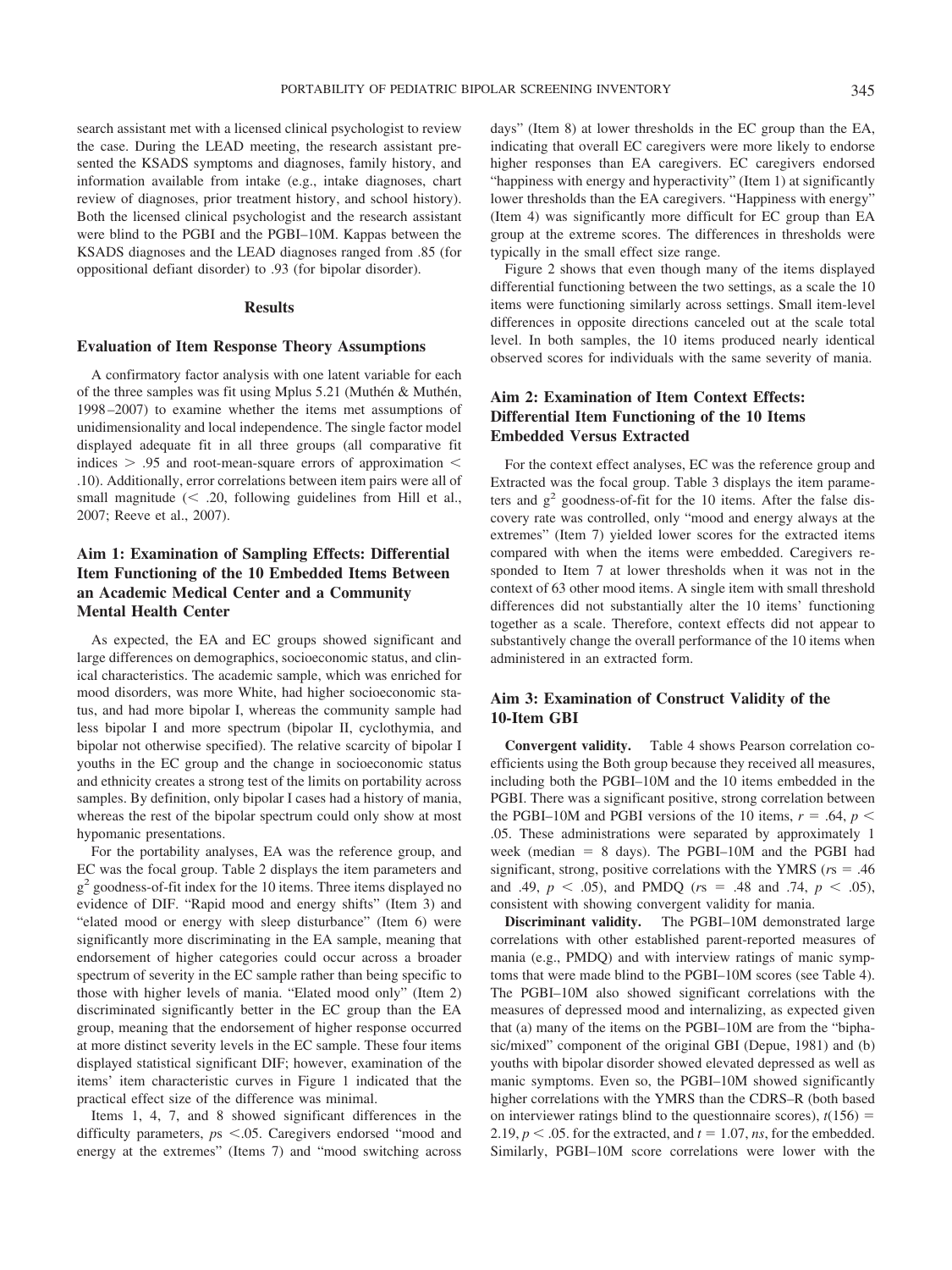search assistant met with a licensed clinical psychologist to review the case. During the LEAD meeting, the research assistant presented the KSADS symptoms and diagnoses, family history, and information available from intake (e.g., intake diagnoses, chart review of diagnoses, prior treatment history, and school history). Both the licensed clinical psychologist and the research assistant were blind to the PGBI and the PGBI–10M. Kappas between the KSADS diagnoses and the LEAD diagnoses ranged from .85 (for oppositional defiant disorder) to .93 (for bipolar disorder).

## Results

### Evaluation of Item Response Theory Assumptions

A confirmatory factor analysis with one latent variable for each of the three samples was fit using Mplus 5.21 (Muthén & Muthén, 1998–2007) to examine whether the items met assumptions of unidimensionality and local independence. The single factor model displayed adequate fit in all three groups (all comparative fit indices $> .95$ and root-mean-square errors of approximation $<$ .10). Additionally, error correlations between item pairs were all of small magnitude ($< .20$, following guidelines from Hill et al., 2007; Reeve et al., 2007).

### Aim 1: Examination of Sampling Effects: Differential Item Functioning of the 10 Embedded Items Between an Academic Medical Center and a Community Mental Health Center

As expected, the EA and EC groups showed significant and large differences on demographics, socioeconomic status, and clinical characteristics. The academic sample, which was enriched for mood disorders, was more White, had higher socioeconomic status, and had more bipolar I, whereas the community sample had less bipolar I and more spectrum (bipolar II, cyclothymia, and bipolar not otherwise specified). The relative scarcity of bipolar I youths in the EC group and the change in socioeconomic status and ethnicity creates a strong test of the limits on portability across samples. By definition, only bipolar I cases had a history of mania, whereas the rest of the bipolar spectrum could only show at most hypomanic presentations.

For the portability analyses, EA was the reference group, and EC was the focal group. Table 2 displays the item parameters and $g^2$ goodness-of-fit index for the 10 items. Three items displayed no evidence of DIF. "Rapid mood and energy shifts" (Item 3) and "elated mood or energy with sleep disturbance" (Item 6) were significantly more discriminating in the EA sample, meaning that endorsement of higher categories could occur across a broader spectrum of severity in the EC sample rather than being specific to those with higher levels of mania. "Elated mood only" (Item 2) discriminated significantly better in the EC group than the EA group, meaning that the endorsement of higher response occurred at more distinct severity levels in the EC sample. These four items displayed statistical significant DIF; however, examination of the items' item characteristic curves in Figure 1 indicated that the practical effect size of the difference was minimal.

Items 1, 4, 7, and 8 showed significant differences in the difficulty parameters, $ps < .05$. Caregivers endorsed "mood and energy at the extremes" (Items 7) and "mood switching across days" (Item 8) at lower thresholds in the EC group than the EA, indicating that overall EC caregivers were more likely to endorse higher responses than EA caregivers. EC caregivers endorsed "happiness with energy and hyperactivity" (Item 1) at significantly lower thresholds than the EA caregivers. "Happiness with energy" (Item 4) was significantly more difficult for EC group than EA group at the extreme scores. The differences in thresholds were typically in the small effect size range.

Figure 2 shows that even though many of the items displayed differential functioning between the two settings, as a scale the 10 items were functioning similarly across settings. Small item-level differences in opposite directions canceled out at the scale total level. In both samples, the 10 items produced nearly identical observed scores for individuals with the same severity of mania.

### Aim 2: Examination of Item Context Effects: Differential Item Functioning of the 10 Items Embedded Versus Extracted

For the context effect analyses, EC was the reference group and Extracted was the focal group. Table 3 displays the item parameters and $g^2$ goodness-of-fit for the 10 items. After the false discovery rate was controlled, only "mood and energy always at the extremes" (Item 7) yielded lower scores for the extracted items compared with when the items were embedded. Caregivers responded to Item 7 at lower thresholds when it was not in the context of 63 other mood items. A single item with small threshold differences did not substantially alter the 10 items' functioning together as a scale. Therefore, context effects did not appear to substantively change the overall performance of the 10 items when administered in an extracted form.

### Aim 3: Examination of Construct Validity of the 10-Item GBI

**Convergent validity.** Table 4 shows Pearson correlation coefficients using the Both group because they received all measures, including both the PGBI–10M and the 10 items embedded in the PGBI. There was a significant positive, strong correlation between the PGBI–10M and PGBI versions of the 10 items, $r = .64$, $p < .05$. These administrations were separated by approximately 1 week (median = 8 days). The PGBI–10M and the PGBI had significant, strong, positive correlations with the YMRS ($rs = .46$ and $.49$, $p < .05$), and PMDQ ($rs = .48$ and $.74$, $p < .05$), consistent with showing convergent validity for mania.

**Discriminant validity.** The PGBI–10M demonstrated large correlations with other established parent-reported measures of mania (e.g., PMDQ) and with interview ratings of manic symptoms that were made blind to the PGBI–10M scores (see Table 4). The PGBI–10M also showed significant correlations with the measures of depressed mood and internalizing, as expected given that (a) many of the items on the PGBI–10M are from the "biphasic/mixed" component of the original GBI (Depue, 1981) and (b) youths with bipolar disorder showed elevated depressed as well as manic symptoms. Even so, the PGBI–10M showed significantly higher correlations with the YMRS than the CDRS–R (both based on interviewer ratings blind to the questionnaire scores), $t(156) = 2.19$, $p < .05$. for the extracted, and $t = 1.07$, *ns*, for the embedded. Similarly, PGBI–10M score correlations were lower with the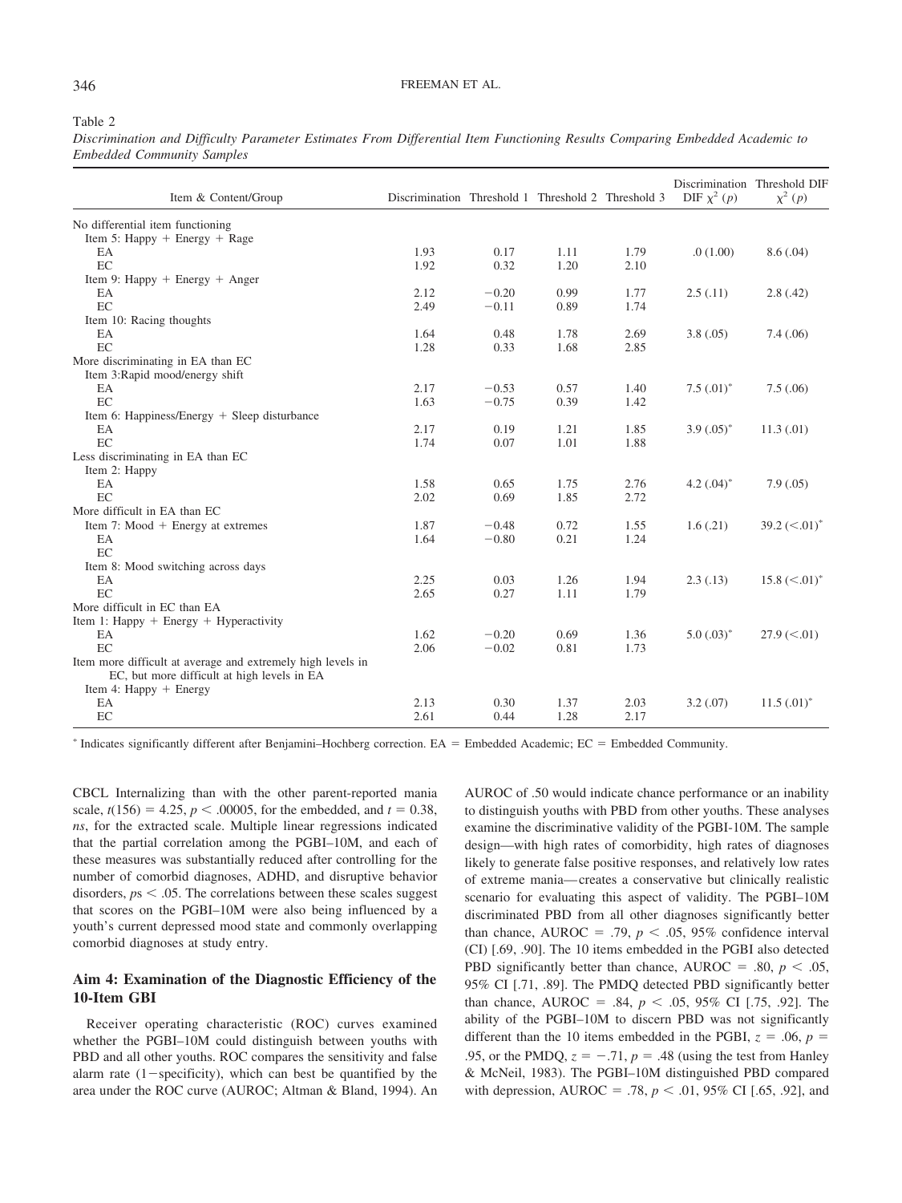Table 2

*Discrimination and Difficulty Parameter Estimates From Differential Item Functioning Results Comparing Embedded Academic to Embedded Community Samples*

| Item & Content/Group | Discrimination | Threshold 1 | Threshold 2 | Threshold 3 | Discrimination DIF $\chi^2$ ($p$) | Threshold DIF $\chi^2$ ($p$) |
|---|---|---|---|---|---|---|
| No differential item functioning | | | | | | |
| Item 5: Happy + Energy + Rage | | | | | | |
| EA | 1.93 | 0.17 | 1.11 | 1.79 | .0 (1.00) | 8.6 (.04) |
| EC | 1.92 | 0.32 | 1.20 | 2.10 | | |
| Item 9: Happy + Energy + Anger | | | | | | |
| EA | 2.12 | −0.20 | 0.99 | 1.77 | 2.5 (.11) | 2.8 (.42) |
| EC | 2.49 | −0.11 | 0.89 | 1.74 | | |
| Item 10: Racing thoughts | | | | | | |
| EA | 1.64 | 0.48 | 1.78 | 2.69 | 3.8 (.05) | 7.4 (.06) |
| EC | 1.28 | 0.33 | 1.68 | 2.85 | | |
| More discriminating in EA than EC | | | | | | |
| Item 3: Rapid mood/energy shift | | | | | | |
| EA | 2.17 | −0.53 | 0.57 | 1.40 | 7.5 (.01)* | 7.5 (.06) |
| EC | 1.63 | −0.75 | 0.39 | 1.42 | | |
| Item 6: Happiness/Energy + Sleep disturbance | | | | | | |
| EA | 2.17 | 0.19 | 1.21 | 1.85 | 3.9 (.05)* | 11.3 (.01) |
| EC | 1.74 | 0.07 | 1.01 | 1.88 | | |
| Less discriminating in EA than EC | | | | | | |
| Item 2: Happy | | | | | | |
| EA | 1.58 | 0.65 | 1.75 | 2.76 | 4.2 (.04)* | 7.9 (.05) |
| EC | 2.02 | 0.69 | 1.85 | 2.72 | | |
| More difficult in EA than EC | | | | | | |
| Item 7: Mood + Energy at extremes | 1.87 | −0.48 | 0.72 | 1.55 | 1.6 (.21) | 39.2 (<.01)* |
| EA | 1.64 | −0.80 | 0.21 | 1.24 | | |
| EC | | | | | | |
| Item 8: Mood switching across days | | | | | | |
| EA | 2.25 | 0.03 | 1.26 | 1.94 | 2.3 (.13) | 15.8 (<.01)* |
| EC | 2.65 | 0.27 | 1.11 | 1.79 | | |
| More difficult in EC than EA | | | | | | |
| Item 1: Happy + Energy + Hyperactivity | | | | | | |
| EA | 1.62 | −0.20 | 0.69 | 1.36 | 5.0 (.03)* | 27.9 (<.01) |
| EC | 2.06 | −0.02 | 0.81 | 1.73 | | |
| Item more difficult at average and extremely high levels in EC, but more difficult at high levels in EA | | | | | | |
| Item 4: Happy + Energy | | | | | | |
| EA | 2.13 | 0.30 | 1.37 | 2.03 | 3.2 (.07) | 11.5 (.01)* |
| EC | 2.61 | 0.44 | 1.28 | 2.17 | | |

\* Indicates significantly different after Benjamini–Hochberg correction. EA = Embedded Academic; EC = Embedded Community.

CBCL Internalizing than with the other parent-reported mania scale, $t(156) = 4.25$, $p < .00005$, for the embedded, and $t = 0.38$, *ns*, for the extracted scale. Multiple linear regressions indicated that the partial correlation among the PGBI–10M, and each of these measures was substantially reduced after controlling for the number of comorbid diagnoses, ADHD, and disruptive behavior disorders, $ps < .05$. The correlations between these scales suggest that scores on the PGBI–10M were also being influenced by a youth's current depressed mood state and commonly overlapping comorbid diagnoses at study entry.

## Aim 4: Examination of the Diagnostic Efficiency of the 10-Item GBI

Receiver operating characteristic (ROC) curves examined whether the PGBI–10M could distinguish between youths with PBD and all other youths. ROC compares the sensitivity and false alarm rate (1−specificity), which can best be quantified by the area under the ROC curve (AUROC; Altman & Bland, 1994). An AUROC of .50 would indicate chance performance or an inability to distinguish youths with PBD from other youths. These analyses examine the discriminative validity of the PGBI-10M. The sample design—with high rates of comorbidity, high rates of diagnoses likely to generate false positive responses, and relatively low rates of extreme mania—creates a conservative but clinically realistic scenario for evaluating this aspect of validity. The PGBI–10M discriminated PBD from all other diagnoses significantly better than chance, AUROC = .79, $p < .05$, 95% confidence interval (CI) [.69, .90]. The 10 items embedded in the PGBI also detected PBD significantly better than chance, AUROC = .80, $p < .05$, 95% CI [.71, .89]. The PMDQ detected PBD significantly better than chance, AUROC = .84, $p < .05$, 95% CI [.75, .92]. The ability of the PGBI–10M to discern PBD was not significantly different than the 10 items embedded in the PGBI, $z = .06$, $p = .95$, or the PMDQ, $z = -.71$, $p = .48$ (using the test from Hanley & McNeil, 1983). The PGBI–10M distinguished PBD compared with depression, AUROC = .78, $p < .01$, 95% CI [.65, .92], and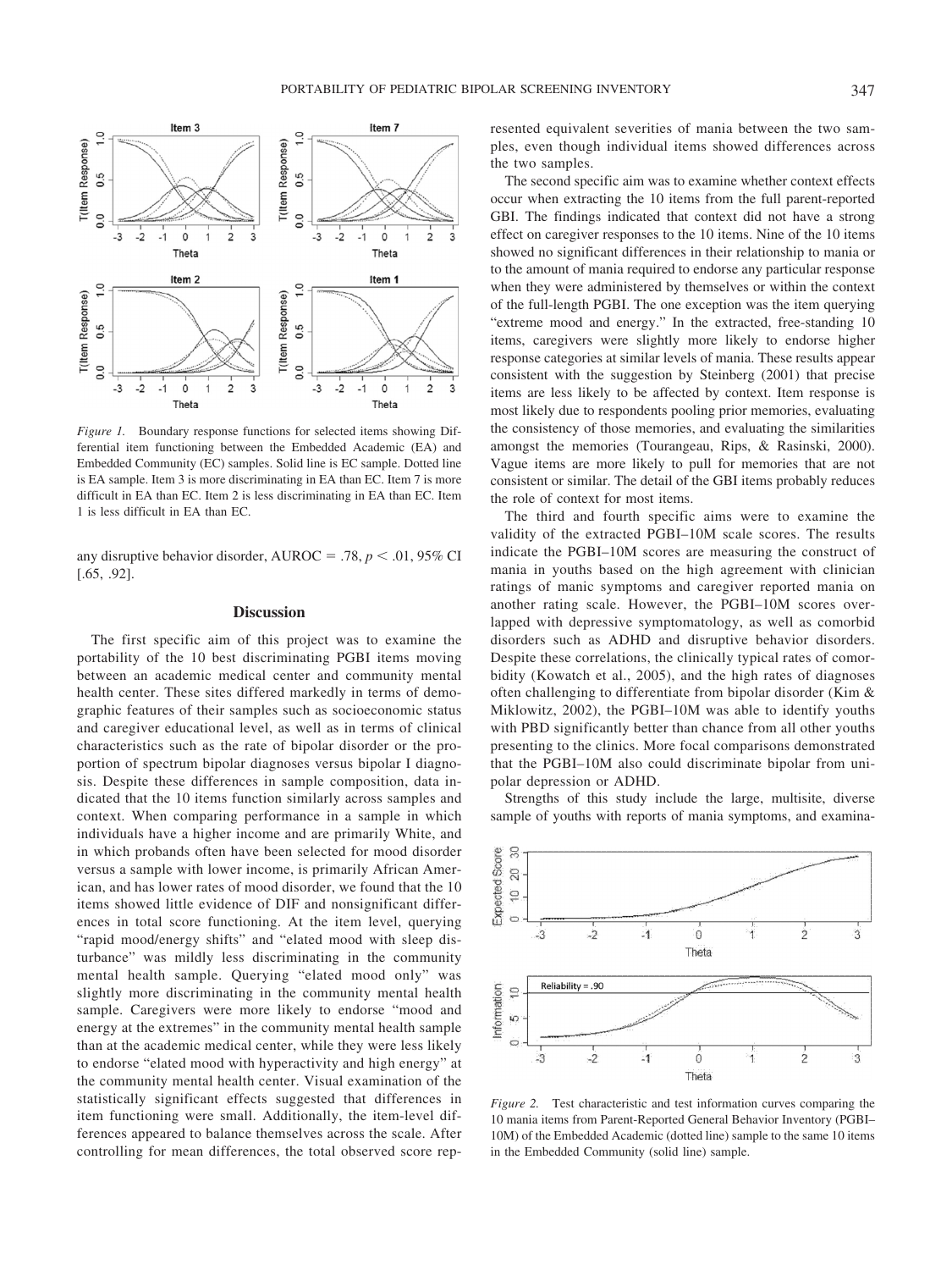*Figure 1.* Boundary response functions for selected items showing Differential item functioning between the Embedded Academic (EA) and Embedded Community (EC) samples. Solid line is EC sample. Dotted line is EA sample. Item 3 is more discriminating in EA than EC. Item 7 is more difficult in EA than EC. Item 2 is less discriminating in EA than EC. Item 1 is less difficult in EA than EC.

any disruptive behavior disorder, AUROC = .78, $p < .01$, 95% CI [.65, .92].

## Discussion

The first specific aim of this project was to examine the portability of the 10 best discriminating PGBI items moving between an academic medical center and community mental health center. These sites differed markedly in terms of demographic features of their samples such as socioeconomic status and caregiver educational level, as well as in terms of clinical characteristics such as the rate of bipolar disorder or the proportion of spectrum bipolar diagnoses versus bipolar I diagnosis. Despite these differences in sample composition, data indicated that the 10 items function similarly across samples and context. When comparing performance in a sample in which individuals have a higher income and are primarily White, and in which probands often have been selected for mood disorder versus a sample with lower income, is primarily African American, and has lower rates of mood disorder, we found that the 10 items showed little evidence of DIF and nonsignificant differences in total score functioning. At the item level, querying "rapid mood/energy shifts" and "elated mood with sleep disturbance" was mildly less discriminating in the community mental health sample. Querying "elated mood only" was slightly more discriminating in the community mental health sample. Caregivers were more likely to endorse "mood and energy at the extremes" in the community mental health sample than at the academic medical center, while they were less likely to endorse "elated mood with hyperactivity and high energy" at the community mental health center. Visual examination of the statistically significant effects suggested that differences in item functioning were small. Additionally, the item-level differences appeared to balance themselves across the scale. After controlling for mean differences, the total observed score represented equivalent severities of mania between the two samples, even though individual items showed differences across the two samples.

The second specific aim was to examine whether context effects occur when extracting the 10 items from the full parent-reported GBI. The findings indicated that context did not have a strong effect on caregiver responses to the 10 items. Nine of the 10 items showed no significant differences in their relationship to mania or to the amount of mania required to endorse any particular response when they were administered by themselves or within the context of the full-length PGBI. The one exception was the item querying "extreme mood and energy." In the extracted, free-standing 10 items, caregivers were slightly more likely to endorse higher response categories at similar levels of mania. These results appear consistent with the suggestion by Steinberg (2001) that precise items are less likely to be affected by context. Item response is most likely due to respondents pooling prior memories, evaluating the consistency of those memories, and evaluating the similarities amongst the memories (Tourangeau, Rips, & Rasinski, 2000). Vague items are more likely to pull for memories that are not consistent or similar. The detail of the GBI items probably reduces the role of context for most items.

The third and fourth specific aims were to examine the validity of the extracted PGBI–10M scale scores. The results indicate the PGBI–10M scores are measuring the construct of mania in youths based on the high agreement with clinician ratings of manic symptoms and caregiver reported mania on another rating scale. However, the PGBI–10M scores overlapped with depressive symptomatology, as well as comorbid disorders such as ADHD and disruptive behavior disorders. Despite these correlations, the clinically typical rates of comorbidity (Kowatch et al., 2005), and the high rates of diagnoses often challenging to differentiate from bipolar disorder (Kim & Miklowitz, 2002), the PGBI–10M was able to identify youths with PBD significantly better than chance from all other youths presenting to the clinics. More focal comparisons demonstrated that the PGBI–10M also could discriminate bipolar from unipolar depression or ADHD.

Strengths of this study include the large, multisite, diverse sample of youths with reports of mania symptoms, and examina-

*Figure 2.* Test characteristic and test information curves comparing the 10 mania items from Parent-Reported General Behavior Inventory (PGBI–10M) of the Embedded Academic (dotted line) sample to the same 10 items in the Embedded Community (solid line) sample.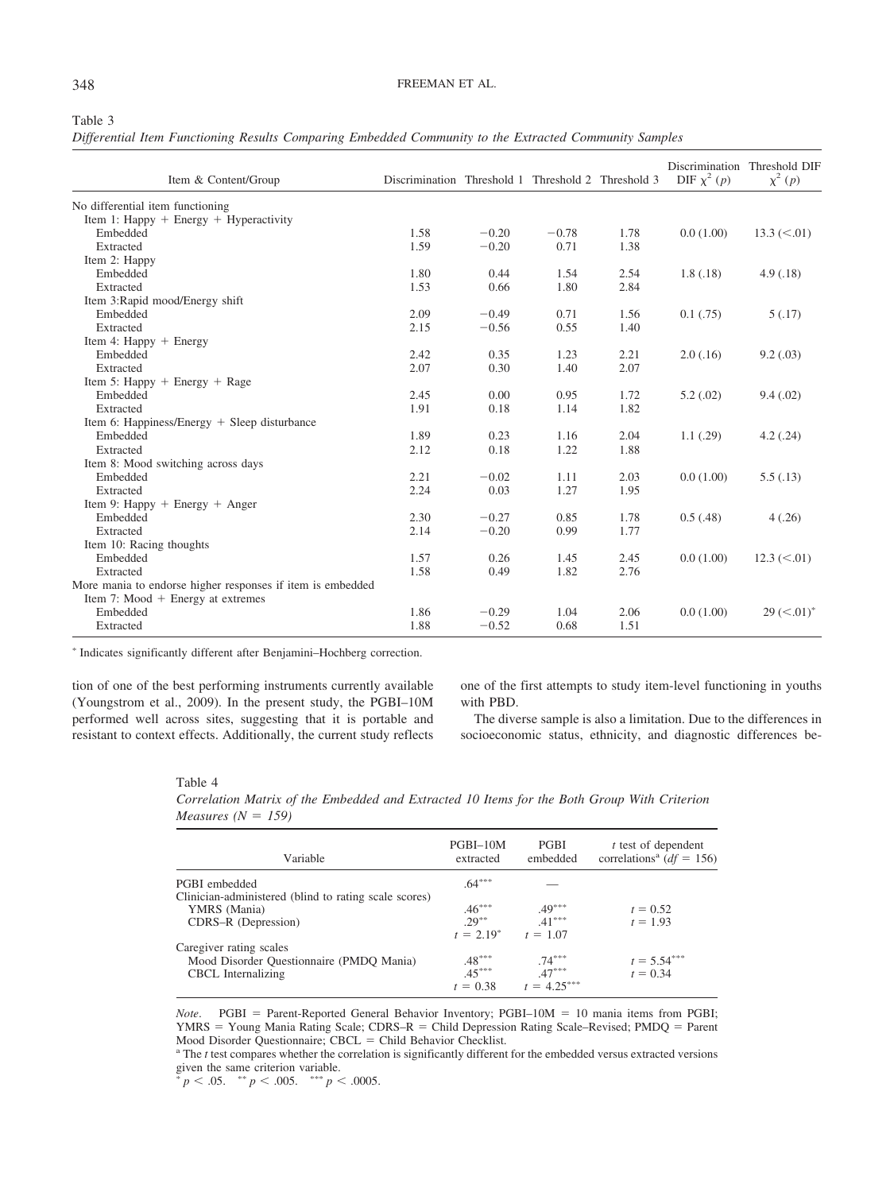Table 3

*Differential Item Functioning Results Comparing Embedded Community to the Extracted Community Samples*

| Item & Content/Group | Discrimination | Threshold 1 | Threshold 2 | Threshold 3 | Discrimination DIF $\chi^2$ ($p$) | Threshold DIF $\chi^2$ ($p$) |
|---|---|---|---|---|---|---|
| No differential item functioning | | | | | | |
| Item 1: Happy + Energy + Hyperactivity | | | | | | |
| Embedded | 1.58 | −0.20 | −0.78 | 1.78 | 0.0 (1.00) | 13.3 (<.01) |
| Extracted | 1.59 | −0.20 | 0.71 | 1.38 | | |
| Item 2: Happy | | | | | | |
| Embedded | 1.80 | 0.44 | 1.54 | 2.54 | 1.8 (.18) | 4.9 (.18) |
| Extracted | 1.53 | 0.66 | 1.80 | 2.84 | | |
| Item 3:Rapid mood/Energy shift | | | | | | |
| Embedded | 2.09 | −0.49 | 0.71 | 1.56 | 0.1 (.75) | 5 (.17) |
| Extracted | 2.15 | −0.56 | 0.55 | 1.40 | | |
| Item 4: Happy + Energy | | | | | | |
| Embedded | 2.42 | 0.35 | 1.23 | 2.21 | 2.0 (.16) | 9.2 (.03) |
| Extracted | 2.07 | 0.30 | 1.40 | 2.07 | | |
| Item 5: Happy + Energy + Rage | | | | | | |
| Embedded | 2.45 | 0.00 | 0.95 | 1.72 | 5.2 (.02) | 9.4 (.02) |
| Extracted | 1.91 | 0.18 | 1.14 | 1.82 | | |
| Item 6: Happiness/Energy + Sleep disturbance | | | | | | |
| Embedded | 1.89 | 0.23 | 1.16 | 2.04 | 1.1 (.29) | 4.2 (.24) |
| Extracted | 2.12 | 0.18 | 1.22 | 1.88 | | |
| Item 8: Mood switching across days | | | | | | |
| Embedded | 2.21 | −0.02 | 1.11 | 2.03 | 0.0 (1.00) | 5.5 (.13) |
| Extracted | 2.24 | 0.03 | 1.27 | 1.95 | | |
| Item 9: Happy + Energy + Anger | | | | | | |
| Embedded | 2.30 | −0.27 | 0.85 | 1.78 | 0.5 (.48) | 4 (.26) |
| Extracted | 2.14 | −0.20 | 0.99 | 1.77 | | |
| Item 10: Racing thoughts | | | | | | |
| Embedded | 1.57 | 0.26 | 1.45 | 2.45 | 0.0 (1.00) | 12.3 (<.01) |
| Extracted | 1.58 | 0.49 | 1.82 | 2.76 | | |
| More mania to endorse higher responses if item is embedded | | | | | | |
| Item 7: Mood + Energy at extremes | | | | | | |
| Embedded | 1.86 | −0.29 | 1.04 | 2.06 | 0.0 (1.00) | 29 (<.01)* |
| Extracted | 1.88 | −0.52 | 0.68 | 1.51 | | |

* Indicates significantly different after Benjamini–Hochberg correction.

tion of one of the best performing instruments currently available (Youngstrom et al., 2009). In the present study, the PGBI–10M performed well across sites, suggesting that it is portable and resistant to context effects. Additionally, the current study reflects one of the first attempts to study item-level functioning in youths with PBD.

The diverse sample is also a limitation. Due to the differences in socioeconomic status, ethnicity, and diagnostic differences be-

Table 4

*Correlation Matrix of the Embedded and Extracted 10 Items for the Both Group With Criterion Measures ($N$ = 159)*

| Variable | PGBI–10M extracted | PGBI embedded | $t$ test of dependent correlations[a] ($df$ = 156) |
|---|---|---|---|
| PGBI embedded | .64*** | — | |
| Clinician-administered (blind to rating scale scores) | | | |
| YMRS (Mania) | .46*** | .49*** | $t$ = 0.52 |
| CDRS–R (Depression) | .29** | .41*** | $t$ = 1.93 |
| | $t$ = 2.19* | $t$ = 1.07 | |
| Caregiver rating scales | | | |
| Mood Disorder Questionnaire (PMDQ Mania) | .48*** | .74*** | $t$ = 5.54*** |
| CBCL Internalizing | .45*** | .47*** | $t$ = 0.34 |
| | $t$ = 0.38 | $t$ = 4.25*** | |

*Note*. PGBI = Parent-Reported General Behavior Inventory; PGBI–10M = 10 mania items from PGBI; YMRS = Young Mania Rating Scale; CDRS–R = Child Depression Rating Scale–Revised; PMDQ = Parent Mood Disorder Questionnaire; CBCL = Child Behavior Checklist.

[a] The $t$ test compares whether the correlation is significantly different for the embedded versus extracted versions given the same criterion variable.

* $p < .05$. ** $p < .005$. *** $p < .0005$.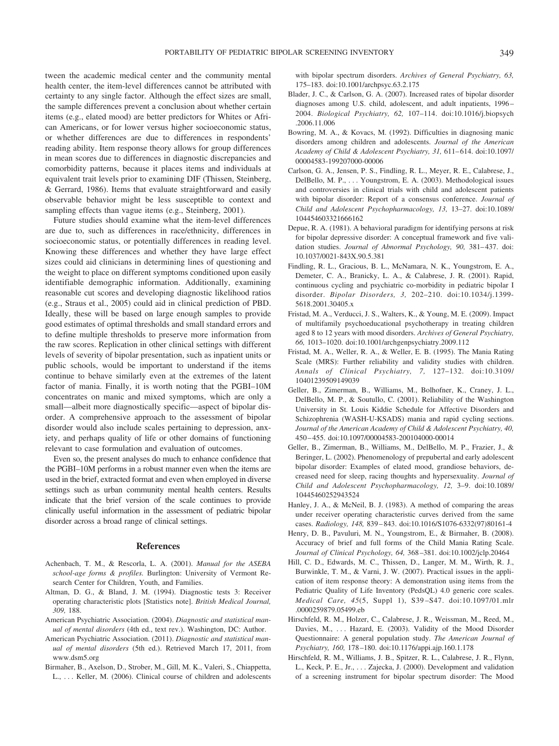tween the academic medical center and the community mental health center, the item-level differences cannot be attributed with certainty to any single factor. Although the effect sizes are small, the sample differences prevent a conclusion about whether certain items (e.g., elated mood) are better predictors for Whites or African Americans, or for lower versus higher socioeconomic status, or whether differences are due to differences in respondents' reading ability. Item response theory allows for group differences in mean scores due to differences in diagnostic discrepancies and comorbidity patterns, because it places items and individuals at equivalent trait levels prior to examining DIF (Thissen, Steinberg, & Gerrard, 1986). Items that evaluate straightforward and easily observable behavior might be less susceptible to context and sampling effects than vague items (e.g., Steinberg, 2001).

Future studies should examine what the item-level differences are due to, such as differences in race/ethnicity, differences in socioeconomic status, or potentially differences in reading level. Knowing these differences and whether they have large effect sizes could aid clinicians in determining lines of questioning and the weight to place on different symptoms conditioned upon easily identifiable demographic information. Additionally, examining reasonable cut scores and developing diagnostic likelihood ratios (e.g., Straus et al., 2005) could aid in clinical prediction of PBD. Ideally, these will be based on large enough samples to provide good estimates of optimal thresholds and small standard errors and to define multiple thresholds to preserve more information from the raw scores. Replication in other clinical settings with different levels of severity of bipolar presentation, such as inpatient units or public schools, would be important to understand if the items continue to behave similarly even at the extremes of the latent factor of mania. Finally, it is worth noting that the PGBI–10M concentrates on manic and mixed symptoms, which are only a small—albeit more diagnostically specific—aspect of bipolar disorder. A comprehensive approach to the assessment of bipolar disorder would also include scales pertaining to depression, anxiety, and perhaps quality of life or other domains of functioning relevant to case formulation and evaluation of outcomes.

Even so, the present analyses do much to enhance confidence that the PGBI–10M performs in a robust manner even when the items are used in the brief, extracted format and even when employed in diverse settings such as urban community mental health centers. Results indicate that the brief version of the scale continues to provide clinically useful information in the assessment of pediatric bipolar disorder across a broad range of clinical settings.

## References

Achenbach, T. M., & Rescorla, L. A. (2001). *Manual for the ASEBA school-age forms & profiles.* Burlington: University of Vermont Research Center for Children, Youth, and Families.

Altman, D. G., & Bland, J. M. (1994). Diagnostic tests 3: Receiver operating characteristic plots [Statistics note]. *British Medical Journal, 309,* 188.

American Psychiatric Association. (2004). *Diagnostic and statistical manual of mental disorders* (4th ed., text rev.). Washington, DC: Author.

American Psychiatric Association. (2011). *Diagnostic and statistical manual of mental disorders* (5th ed.). Retrieved March 17, 2011, from www.dsm5.org

Birmaher, B., Axelson, D., Strober, M., Gill, M. K., Valeri, S., Chiappetta, L., . . . Keller, M. (2006). Clinical course of children and adolescents with bipolar spectrum disorders. *Archives of General Psychiatry, 63,* 175–183. doi:10.1001/archpsyc.63.2.175

Blader, J. C., & Carlson, G. A. (2007). Increased rates of bipolar disorder diagnoses among U.S. child, adolescent, and adult inpatients, 1996–2004. *Biological Psychiatry, 62,* 107–114. doi:10.1016/j.biopsych.2006.11.006

Bowring, M. A., & Kovacs, M. (1992). Difficulties in diagnosing manic disorders among children and adolescents. *Journal of the American Academy of Child & Adolescent Psychiatry, 31,* 611–614. doi:10.1097/00004583-199207000-00006

Carlson, G. A., Jensen, P. S., Findling, R. L., Meyer, R. E., Calabrese, J., DelBello, M. P., . . . Youngstrom, E. A. (2003). Methodological issues and controversies in clinical trials with child and adolescent patients with bipolar disorder: Report of a consensus conference. *Journal of Child and Adolescent Psychopharmacology, 13,* 13–27. doi:10.1089/104454603321666162

Depue, R. A. (1981). A behavioral paradigm for identifying persons at risk for bipolar depressive disorder: A conceptual framework and five validation studies. *Journal of Abnormal Psychology, 90,* 381–437. doi:10.1037/0021-843X.90.5.381

Findling, R. L., Gracious, B. L., McNamara, N. K., Youngstrom, E. A., Demeter, C. A., Branicky, L. A., & Calabrese, J. R. (2001). Rapid, continuous cycling and psychiatric co-morbidity in pediatric bipolar I disorder. *Bipolar Disorders, 3,* 202–210. doi:10.1034/j.1399-5618.2001.30405.x

Fristad, M. A., Verducci, J. S., Walters, K., & Young, M. E. (2009). Impact of multifamily psychoeducational psychotherapy in treating children aged 8 to 12 years with mood disorders. *Archives of General Psychiatry, 66,* 1013–1020. doi:10.1001/archgenpsychiatry.2009.112

Fristad, M. A., Weller, R. A., & Weller, E. B. (1995). The Mania Rating Scale (MRS): Further reliability and validity studies with children. *Annals of Clinical Psychiatry, 7,* 127–132. doi:10.3109/10401239509149039

Geller, B., Zimerman, B., Williams, M., Bolhofner, K., Craney, J. L., DelBello, M. P., & Soutullo, C. (2001). Reliability of the Washington University in St. Louis Kiddie Schedule for Affective Disorders and Schizophrenia (WASH-U-KSADS) mania and rapid cycling sections. *Journal of the American Academy of Child & Adolescent Psychiatry, 40,* 450–455. doi:10.1097/00004583-200104000-00014

Geller, B., Zimerman, B., Williams, M., DelBello, M. P., Frazier, J., & Beringer, L. (2002). Phenomenology of prepubertal and early adolescent bipolar disorder: Examples of elated mood, grandiose behaviors, decreased need for sleep, racing thoughts and hypersexuality. *Journal of Child and Adolescent Psychopharmacology, 12,* 3–9. doi:10.1089/10445460252943524

Hanley, J. A., & McNeil, B. J. (1983). A method of comparing the areas under receiver operating characteristic curves derived from the same cases. *Radiology, 148,* 839–843. doi:10.1016/S1076-6332(97)80161-4

Henry, D. B., Pavuluri, M. N., Youngstrom, E., & Birmaher, B. (2008). Accuracy of brief and full forms of the Child Mania Rating Scale. *Journal of Clinical Psychology, 64,* 368–381. doi:10.1002/jclp.20464

Hill, C. D., Edwards, M. C., Thissen, D., Langer, M. M., Wirth, R. J., Burwinkle, T. M., & Varni, J. W. (2007). Practical issues in the application of item response theory: A demonstration using items from the Pediatric Quality of Life Inventory (PedsQL) 4.0 generic core scales. *Medical Care, 45*(5, Suppl 1), S39–S47. doi:10.1097/01.mlr.0000259879.05499.eb

Hirschfeld, R. M., Holzer, C., Calabrese, J. R., Weissman, M., Reed, M., Davies, M., . . . Hazard, E. (2003). Validity of the Mood Disorder Questionnaire: A general population study. *The American Journal of Psychiatry, 160,* 178–180. doi:10.1176/appi.ajp.160.1.178

Hirschfeld, R. M., Williams, J. B., Spitzer, R. L., Calabrese, J. R., Flynn, L., Keck, P. E., Jr., . . . Zajecka, J. (2000). Development and validation of a screening instrument for bipolar spectrum disorder: The Mood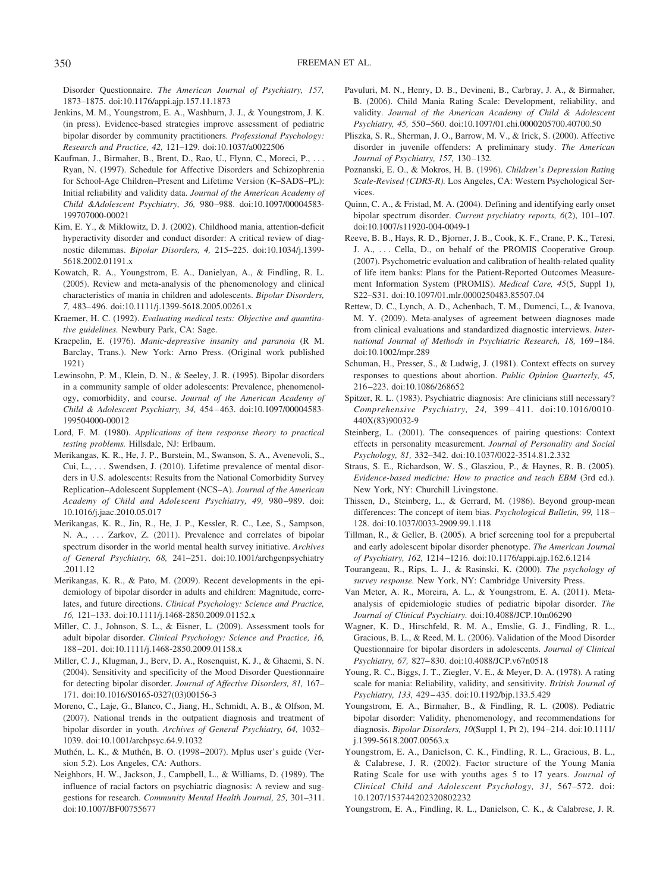Disorder Questionnaire. *The American Journal of Psychiatry, 157,* 1873–1875. doi:10.1176/appi.ajp.157.11.1873

Jenkins, M. M., Youngstrom, E. A., Washburn, J. J., & Youngstrom, J. K. (in press). Evidence-based strategies improve assessment of pediatric bipolar disorder by community practitioners. *Professional Psychology: Research and Practice, 42,* 121–129. doi:10.1037/a0022506

Kaufman, J., Birmaher, B., Brent, D., Rao, U., Flynn, C., Moreci, P., . . . Ryan, N. (1997). Schedule for Affective Disorders and Schizophrenia for School-Age Children–Present and Lifetime Version (K–SADS–PL): Initial reliability and validity data. *Journal of the American Academy of Child &Adolescent Psychiatry, 36,* 980–988. doi:10.1097/00004583-199707000-00021

Kim, E. Y., & Miklowitz, D. J. (2002). Childhood mania, attention-deficit hyperactivity disorder and conduct disorder: A critical review of diagnostic dilemmas. *Bipolar Disorders, 4,* 215–225. doi:10.1034/j.1399-5618.2002.01191.x

Kowatch, R. A., Youngstrom, E. A., Danielyan, A., & Findling, R. L. (2005). Review and meta-analysis of the phenomenology and clinical characteristics of mania in children and adolescents. *Bipolar Disorders, 7,* 483–496. doi:10.1111/j.1399-5618.2005.00261.x

Kraemer, H. C. (1992). *Evaluating medical tests: Objective and quantitative guidelines.* Newbury Park, CA: Sage.

Kraepelin, E. (1976). *Manic-depressive insanity and paranoia* (R M. Barclay, Trans.). New York: Arno Press. (Original work published 1921)

Lewinsohn, P. M., Klein, D. N., & Seeley, J. R. (1995). Bipolar disorders in a community sample of older adolescents: Prevalence, phenomenology, comorbidity, and course. *Journal of the American Academy of Child & Adolescent Psychiatry, 34,* 454–463. doi:10.1097/00004583-199504000-00012

Lord, F. M. (1980). *Applications of item response theory to practical testing problems.* Hillsdale, NJ: Erlbaum.

Merikangas, K. R., He, J. P., Burstein, M., Swanson, S. A., Avenevoli, S., Cui, L., . . . Swendsen, J. (2010). Lifetime prevalence of mental disorders in U.S. adolescents: Results from the National Comorbidity Survey Replication–Adolescent Supplement (NCS–A). *Journal of the American Academy of Child and Adolescent Psychiatry, 49,* 980–989. doi:10.1016/j.jaac.2010.05.017

Merikangas, K. R., Jin, R., He, J. P., Kessler, R. C., Lee, S., Sampson, N. A., . . . Zarkov, Z. (2011). Prevalence and correlates of bipolar spectrum disorder in the world mental health survey initiative. *Archives of General Psychiatry, 68,* 241–251. doi:10.1001/archgenpsychiatry.2011.12

Merikangas, K. R., & Pato, M. (2009). Recent developments in the epidemiology of bipolar disorder in adults and children: Magnitude, correlates, and future directions. *Clinical Psychology: Science and Practice, 16,* 121–133. doi:10.1111/j.1468-2850.2009.01152.x

Miller, C. J., Johnson, S. L., & Eisner, L. (2009). Assessment tools for adult bipolar disorder. *Clinical Psychology: Science and Practice, 16,* 188–201. doi:10.1111/j.1468-2850.2009.01158.x

Miller, C. J., Klugman, J., Berv, D. A., Rosenquist, K. J., & Ghaemi, S. N. (2004). Sensitivity and specificity of the Mood Disorder Questionnaire for detecting bipolar disorder. *Journal of Affective Disorders, 81,* 167–171. doi:10.1016/S0165-0327(03)00156-3

Moreno, C., Laje, G., Blanco, C., Jiang, H., Schmidt, A. B., & Olfson, M. (2007). National trends in the outpatient diagnosis and treatment of bipolar disorder in youth. *Archives of General Psychiatry, 64,* 1032–1039. doi:10.1001/archpsyc.64.9.1032

Muthén, L. K., & Muthén, B. O. (1998–2007). Mplus user's guide (Version 5.2). Los Angeles, CA: Authors.

Neighbors, H. W., Jackson, J., Campbell, L., & Williams, D. (1989). The influence of racial factors on psychiatric diagnosis: A review and suggestions for research. *Community Mental Health Journal, 25,* 301–311. doi:10.1007/BF00755677

Pavuluri, M. N., Henry, D. B., Devineni, B., Carbray, J. A., & Birmaher, B. (2006). Child Mania Rating Scale: Development, reliability, and validity. *Journal of the American Academy of Child & Adolescent Psychiatry, 45,* 550–560. doi:10.1097/01.chi.0000205700.40700.50

Pliszka, S. R., Sherman, J. O., Barrow, M. V., & Irick, S. (2000). Affective disorder in juvenile offenders: A preliminary study. *The American Journal of Psychiatry, 157,* 130–132.

Poznanski, E. O., & Mokros, H. B. (1996). *Children's Depression Rating Scale-Revised (CDRS-R).* Los Angeles, CA: Western Psychological Services.

Quinn, C. A., & Fristad, M. A. (2004). Defining and identifying early onset bipolar spectrum disorder. *Current psychiatry reports, 6*(2), 101–107. doi:10.1007/s11920-004-0049-1

Reeve, B. B., Hays, R. D., Bjorner, J. B., Cook, K. F., Crane, P. K., Teresi, J. A., . . . Cella, D., on behalf of the PROMIS Cooperative Group. (2007). Psychometric evaluation and calibration of health-related quality of life item banks: Plans for the Patient-Reported Outcomes Measurement Information System (PROMIS). *Medical Care, 45*(5, Suppl 1), S22–S31. doi:10.1097/01.mlr.0000250483.85507.04

Rettew, D. C., Lynch, A. D., Achenbach, T. M., Dumenci, L., & Ivanova, M. Y. (2009). Meta-analyses of agreement between diagnoses made from clinical evaluations and standardized diagnostic interviews. *International Journal of Methods in Psychiatric Research, 18,* 169–184. doi:10.1002/mpr.289

Schuman, H., Presser, S., & Ludwig, J. (1981). Context effects on survey responses to questions about abortion. *Public Opinion Quarterly, 45,* 216–223. doi:10.1086/268652

Spitzer, R. L. (1983). Psychiatric diagnosis: Are clinicians still necessary? *Comprehensive Psychiatry, 24,* 399–411. doi:10.1016/0010-440X(83)90032-9

Steinberg, L. (2001). The consequences of pairing questions: Context effects in personality measurement. *Journal of Personality and Social Psychology, 81,* 332–342. doi:10.1037/0022-3514.81.2.332

Straus, S. E., Richardson, W. S., Glasziou, P., & Haynes, R. B. (2005). *Evidence-based medicine: How to practice and teach EBM* (3rd ed.). New York, NY: Churchill Livingstone.

Thissen, D., Steinberg, L., & Gerrard, M. (1986). Beyond group-mean differences: The concept of item bias. *Psychological Bulletin, 99,* 118–128. doi:10.1037/0033-2909.99.1.118

Tillman, R., & Geller, B. (2005). A brief screening tool for a prepubertal and early adolescent bipolar disorder phenotype. *The American Journal of Psychiatry, 162,* 1214–1216. doi:10.1176/appi.ajp.162.6.1214

Tourangeau, R., Rips, L. J., & Rasinski, K. (2000). *The psychology of survey response.* New York, NY: Cambridge University Press.

Van Meter, A. R., Moreira, A. L., & Youngstrom, E. A. (2011). Meta-analysis of epidemiologic studies of pediatric bipolar disorder. *The Journal of Clinical Psychiatry.* doi:10.4088/JCP.10m06290

Wagner, K. D., Hirschfeld, R. M. A., Emslie, G. J., Findling, R. L., Gracious, B. L., & Reed, M. L. (2006). Validation of the Mood Disorder Questionnaire for bipolar disorders in adolescents. *Journal of Clinical Psychiatry, 67,* 827–830. doi:10.4088/JCP.v67n0518

Young, R. C., Biggs, J. T., Ziegler, V. E., & Meyer, D. A. (1978). A rating scale for mania: Reliability, validity, and sensitivity. *British Journal of Psychiatry, 133,* 429–435. doi:10.1192/bjp.133.5.429

Youngstrom, E. A., Birmaher, B., & Findling, R. L. (2008). Pediatric bipolar disorder: Validity, phenomenology, and recommendations for diagnosis. *Bipolar Disorders, 10*(Suppl 1, Pt 2), 194–214. doi:10.1111/j.1399-5618.2007.00563.x

Youngstrom, E. A., Danielson, C. K., Findling, R. L., Gracious, B. L., & Calabrese, J. R. (2002). Factor structure of the Young Mania Rating Scale for use with youths ages 5 to 17 years. *Journal of Clinical Child and Adolescent Psychology, 31,* 567–572. doi:10.1207/153744202320802232

Youngstrom, E. A., Findling, R. L., Danielson, C. K., & Calabrese, J. R.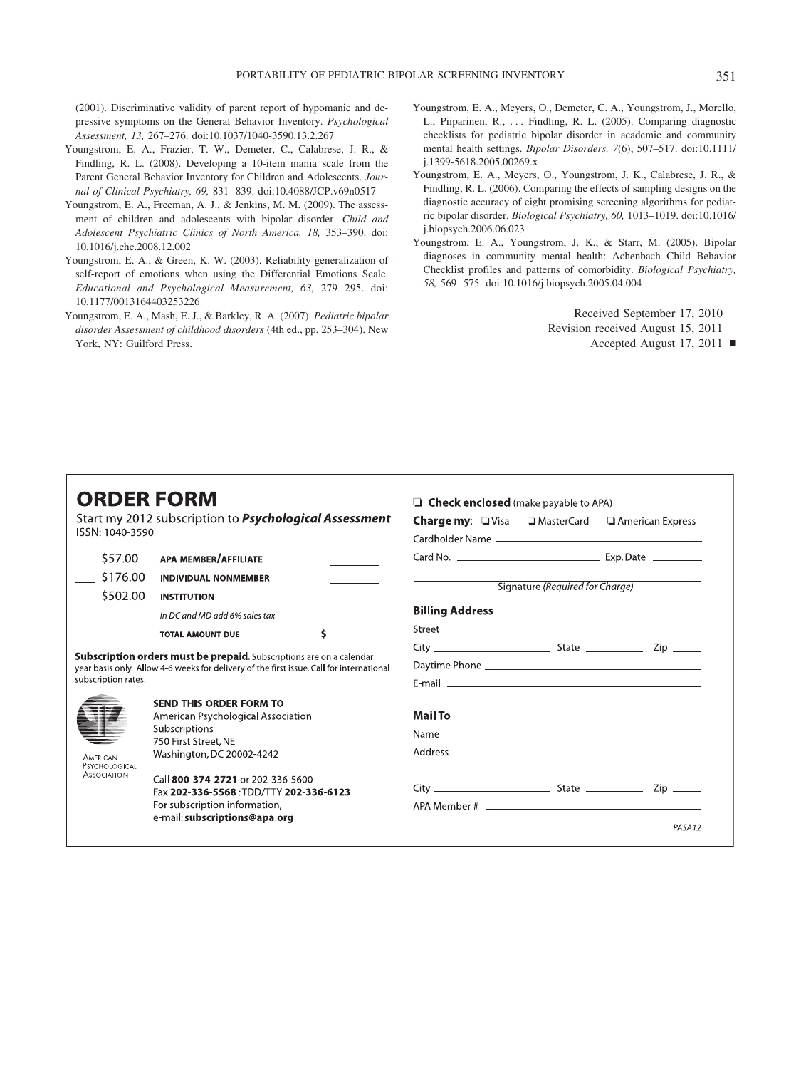(2001). Discriminative validity of parent report of hypomanic and depressive symptoms on the General Behavior Inventory. *Psychological Assessment, 13,* 267–276. doi:10.1037/1040-3590.13.2.267

Youngstrom, E. A., Frazier, T. W., Demeter, C., Calabrese, J. R., & Findling, R. L. (2008). Developing a 10-item mania scale from the Parent General Behavior Inventory for Children and Adolescents. *Journal of Clinical Psychiatry, 69,* 831–839. doi:10.4088/JCP.v69n0517

Youngstrom, E. A., Freeman, A. J., & Jenkins, M. M. (2009). The assessment of children and adolescents with bipolar disorder. *Child and Adolescent Psychiatric Clinics of North America, 18,* 353–390. doi:10.1016/j.chc.2008.12.002

Youngstrom, E. A., & Green, K. W. (2003). Reliability generalization of self-report of emotions when using the Differential Emotions Scale. *Educational and Psychological Measurement, 63,* 279–295. doi:10.1177/0013164403253226

Youngstrom, E. A., Mash, E. J., & Barkley, R. A. (2007). *Pediatric bipolar disorder Assessment of childhood disorders* (4th ed., pp. 253–304). New York, NY: Guilford Press.

Youngstrom, E. A., Meyers, O., Demeter, C. A., Youngstrom, J., Morello, L., Piiparinen, R., . . . Findling, R. L. (2005). Comparing diagnostic checklists for pediatric bipolar disorder in academic and community mental health settings. *Bipolar Disorders, 7*(6), 507–517. doi:10.1111/j.1399-5618.2005.00269.x

Youngstrom, E. A., Meyers, O., Youngstrom, J. K., Calabrese, J. R., & Findling, R. L. (2006). Comparing the effects of sampling designs on the diagnostic accuracy of eight promising screening algorithms for pediatric bipolar disorder. *Biological Psychiatry, 60,* 1013–1019. doi:10.1016/j.biopsych.2006.06.023

Youngstrom, E. A., Youngstrom, J. K., & Starr, M. (2005). Bipolar diagnoses in community mental health: Achenbach Child Behavior Checklist profiles and patterns of comorbidity. *Biological Psychiatry, 58,* 569–575. doi:10.1016/j.biopsych.2005.04.004

Received September 17, 2010
Revision received August 15, 2011
Accepted August 17, 2011 ■

# ORDER FORM

Start my 2012 subscription to ***Psychological Assessment***
ISSN: 1040-3590

___ $57.00 **APA MEMBER/AFFILIATE** ________

___ $176.00 **INDIVIDUAL NONMEMBER** ________

___ $502.00 **INSTITUTION** ________

*In DC and MD add 6% sales tax* ________

**TOTAL AMOUNT DUE** $ ________

**Subscription orders must be prepaid.** Subscriptions are on a calendar year basis only. Allow 4-6 weeks for delivery of the first issue. Call for international subscription rates.

AMERICAN PSYCHOLOGICAL ASSOCIATION

**SEND THIS ORDER FORM TO**
American Psychological Association
Subscriptions
750 First Street, NE
Washington, DC 20002-4242

Call **800-374-2721** or 202-336-5600
Fax **202-336-5568** : TDD/TTY **202-336-6123**
For subscription information,
e-mail: **subscriptions@apa.org**

❑ **Check enclosed** (make payable to APA)

**Charge my**: ❑ Visa ❑ MasterCard ❑ American Express

Cardholder Name ________

Card No. ________ Exp. Date ________

________
Signature *(Required for Charge)*

**Billing Address**

Street ________

City ________ State ________ Zip ________

Daytime Phone ________

E-mail ________

**Mail To**

Name ________

Address ________

City ________ State ________ Zip ________

APA Member # ________

*PASA12*